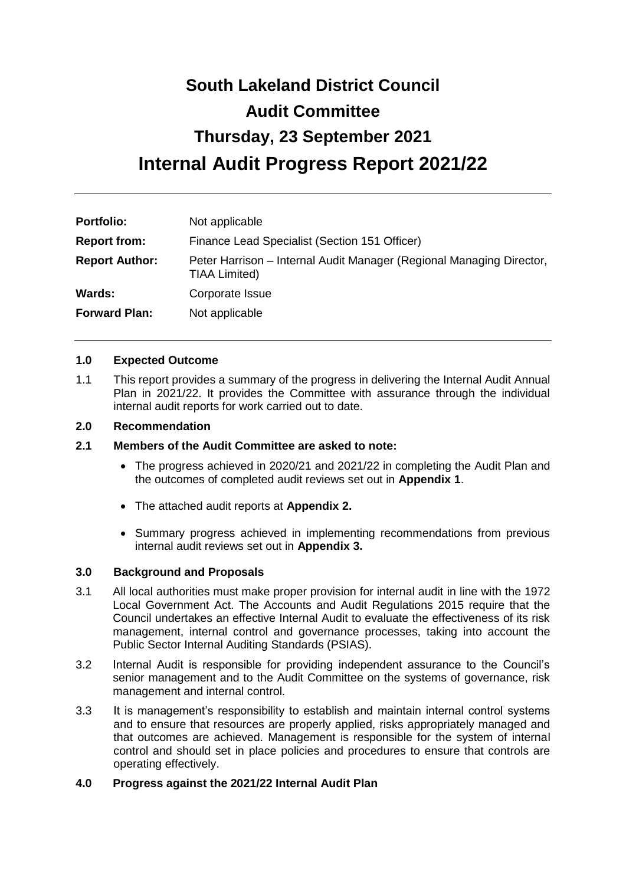# South Lakeland District Council

# Audit Committee

# Thursday, 23 September 2021

# Internal Audit Progress Report 2021/22

| | |
|---|---|
| **Portfolio:** | Not applicable |
| **Report from:** | Finance Lead Specialist (Section 151 Officer) |
| **Report Author:** | Peter Harrison – Internal Audit Manager (Regional Managing Director, TIAA Limited) |
| **Wards:** | Corporate Issue |
| **Forward Plan:** | Not applicable |

**1.0 Expected Outcome**

1.1 This report provides a summary of the progress in delivering the Internal Audit Annual Plan in 2021/22. It provides the Committee with assurance through the individual internal audit reports for work carried out to date.

**2.0 Recommendation**

**2.1 Members of the Audit Committee are asked to note:**

- The progress achieved in 2020/21 and 2021/22 in completing the Audit Plan and the outcomes of completed audit reviews set out in **Appendix 1**.
- The attached audit reports at **Appendix 2.**
- Summary progress achieved in implementing recommendations from previous internal audit reviews set out in **Appendix 3.**

**3.0 Background and Proposals**

3.1 All local authorities must make proper provision for internal audit in line with the 1972 Local Government Act. The Accounts and Audit Regulations 2015 require that the Council undertakes an effective Internal Audit to evaluate the effectiveness of its risk management, internal control and governance processes, taking into account the Public Sector Internal Auditing Standards (PSIAS).

3.2 Internal Audit is responsible for providing independent assurance to the Council's senior management and to the Audit Committee on the systems of governance, risk management and internal control.

3.3 It is management's responsibility to establish and maintain internal control systems and to ensure that resources are properly applied, risks appropriately managed and that outcomes are achieved. Management is responsible for the system of internal control and should set in place policies and procedures to ensure that controls are operating effectively.

**4.0 Progress against the 2021/22 Internal Audit Plan**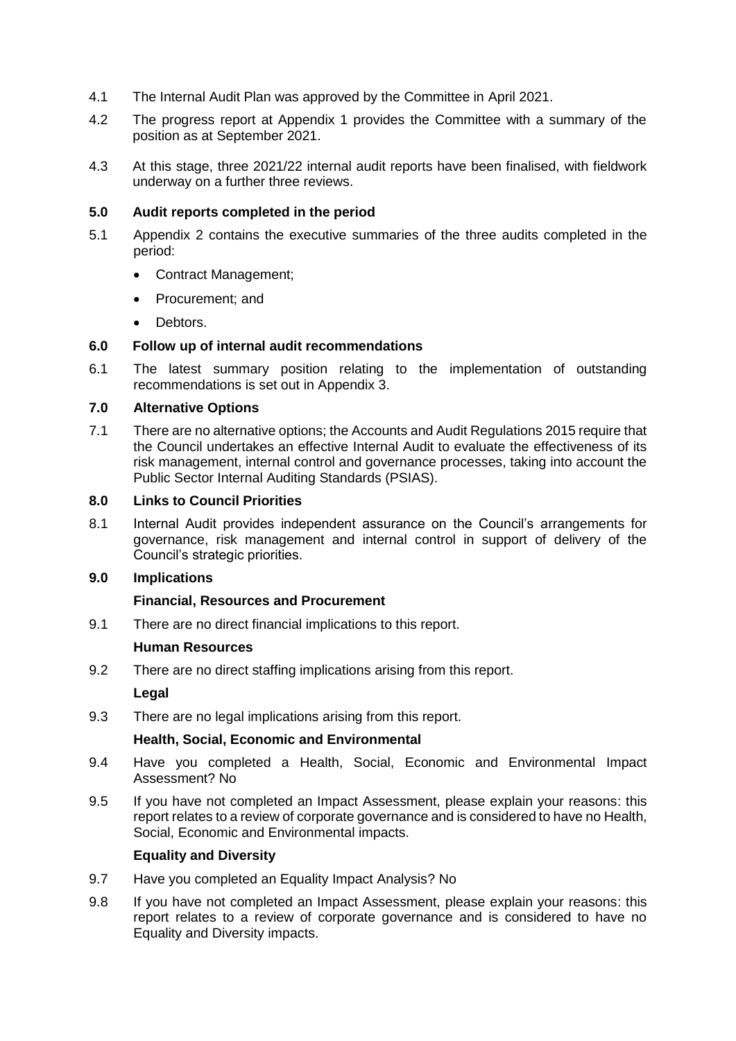4.1 The Internal Audit Plan was approved by the Committee in April 2021.

4.2 The progress report at Appendix 1 provides the Committee with a summary of the position as at September 2021.

4.3 At this stage, three 2021/22 internal audit reports have been finalised, with fieldwork underway on a further three reviews.

## 5.0 Audit reports completed in the period

5.1 Appendix 2 contains the executive summaries of the three audits completed in the period:

- Contract Management;
- Procurement; and
- Debtors.

## 6.0 Follow up of internal audit recommendations

6.1 The latest summary position relating to the implementation of outstanding recommendations is set out in Appendix 3.

## 7.0 Alternative Options

7.1 There are no alternative options; the Accounts and Audit Regulations 2015 require that the Council undertakes an effective Internal Audit to evaluate the effectiveness of its risk management, internal control and governance processes, taking into account the Public Sector Internal Auditing Standards (PSIAS).

## 8.0 Links to Council Priorities

8.1 Internal Audit provides independent assurance on the Council's arrangements for governance, risk management and internal control in support of delivery of the Council's strategic priorities.

## 9.0 Implications

### Financial, Resources and Procurement

9.1 There are no direct financial implications to this report.

### Human Resources

9.2 There are no direct staffing implications arising from this report.

### Legal

9.3 There are no legal implications arising from this report.

### Health, Social, Economic and Environmental

9.4 Have you completed a Health, Social, Economic and Environmental Impact Assessment? No

9.5 If you have not completed an Impact Assessment, please explain your reasons: this report relates to a review of corporate governance and is considered to have no Health, Social, Economic and Environmental impacts.

### Equality and Diversity

9.7 Have you completed an Equality Impact Analysis? No

9.8 If you have not completed an Impact Assessment, please explain your reasons: this report relates to a review of corporate governance and is considered to have no Equality and Diversity impacts.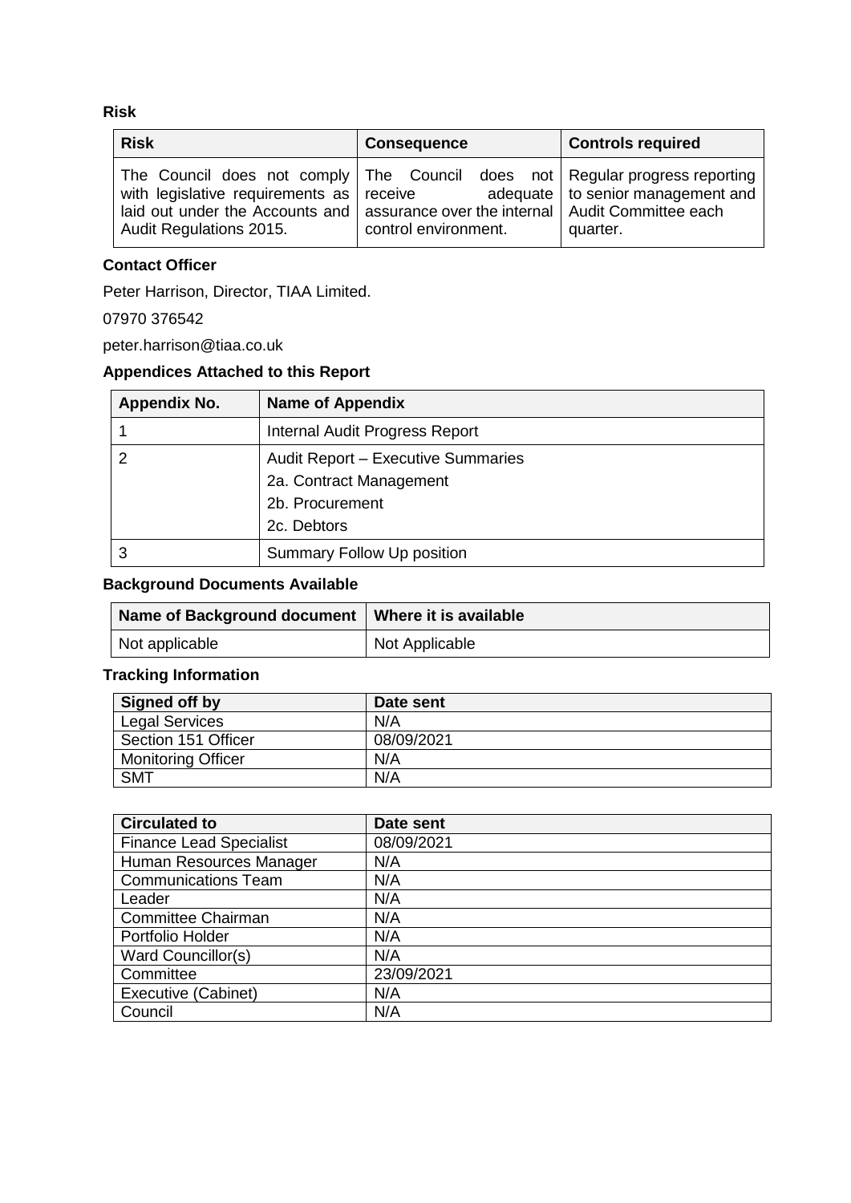**Risk**

| Risk | Consequence | Controls required |
| --- | --- | --- |
| The Council does not comply with legislative requirements as laid out under the Accounts and Audit Regulations 2015. | The Council does not receive adequate assurance over the internal control environment. | Regular progress reporting to senior management and Audit Committee each quarter. |

**Contact Officer**

Peter Harrison, Director, TIAA Limited.

07970 376542

peter.harrison@tiaa.co.uk

**Appendices Attached to this Report**

| Appendix No. | Name of Appendix |
| --- | --- |
| 1 | Internal Audit Progress Report |
| 2 | Audit Report – Executive Summaries<br>2a. Contract Management<br>2b. Procurement<br>2c. Debtors |
| 3 | Summary Follow Up position |

**Background Documents Available**

| Name of Background document | Where it is available |
| --- | --- |
| Not applicable | Not Applicable |

**Tracking Information**

| Signed off by | Date sent |
| --- | --- |
| Legal Services | N/A |
| Section 151 Officer | 08/09/2021 |
| Monitoring Officer | N/A |
| SMT | N/A |

| Circulated to | Date sent |
| --- | --- |
| Finance Lead Specialist | 08/09/2021 |
| Human Resources Manager | N/A |
| Communications Team | N/A |
| Leader | N/A |
| Committee Chairman | N/A |
| Portfolio Holder | N/A |
| Ward Councillor(s) | N/A |
| Committee | 23/09/2021 |
| Executive (Cabinet) | N/A |
| Council | N/A |